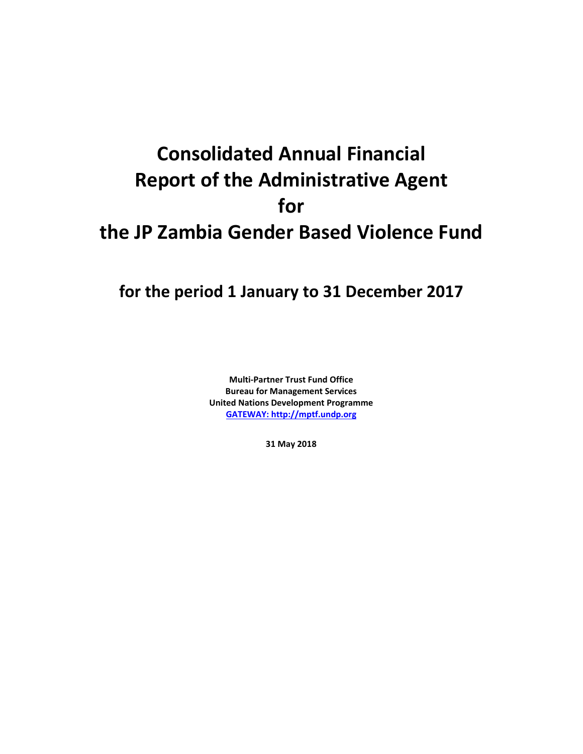# Consolidated Annual Financial Report of the Administrative Agent for the JP Zambia Gender Based Violence Fund

## for the period 1 January to 31 December 2017

**Multi-Partner Trust Fund Office**
**Bureau for Management Services**
**United Nations Development Programme**
**GATEWAY: http://mptf.undp.org**

**31 May 2018**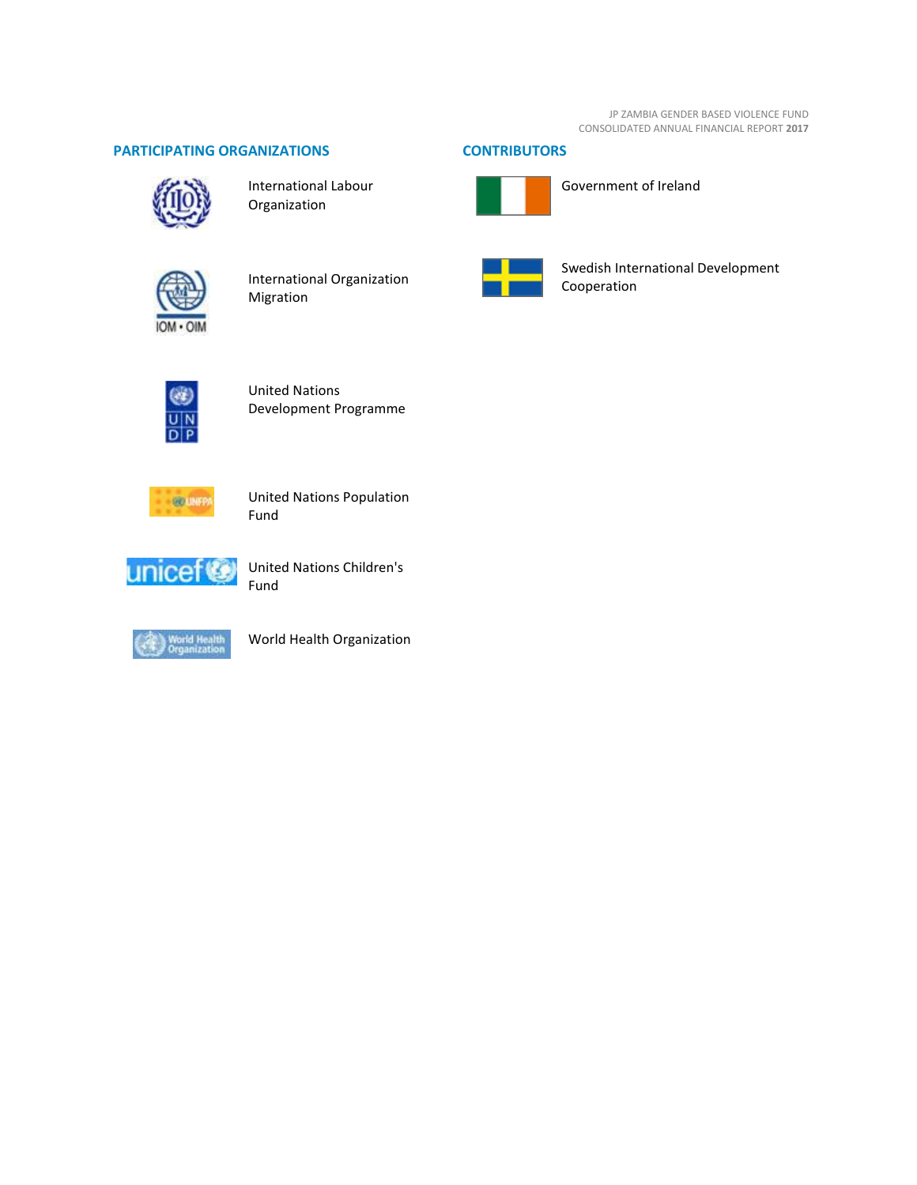## PARTICIPATING ORGANIZATIONS

International Labour Organization

International Organization Migration

United Nations Development Programme

United Nations Population Fund

United Nations Children's Fund

World Health Organization

## CONTRIBUTORS

Government of Ireland

Swedish International Development Cooperation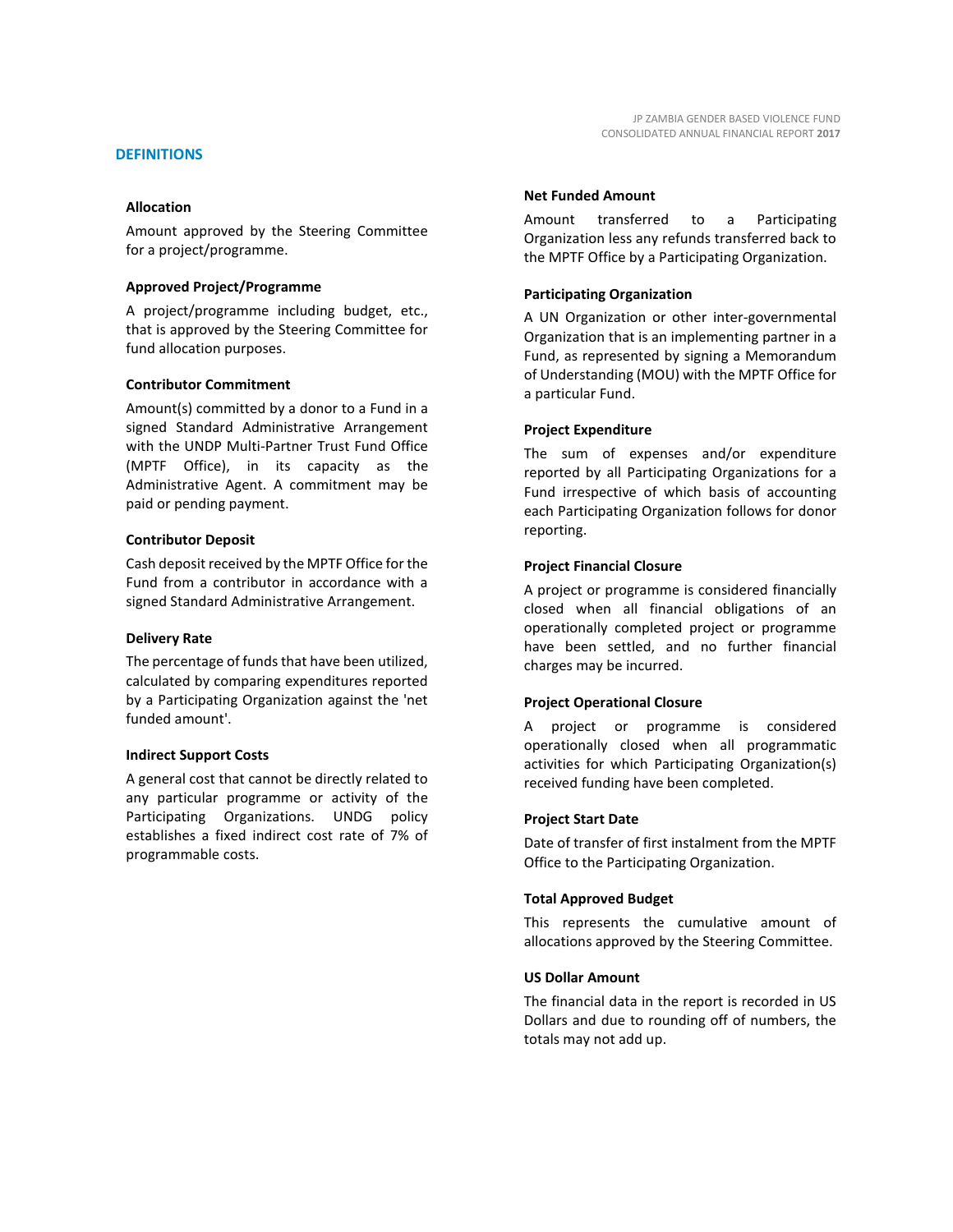## DEFINITIONS

### Allocation

Amount approved by the Steering Committee for a project/programme.

### Approved Project/Programme

A project/programme including budget, etc., that is approved by the Steering Committee for fund allocation purposes.

### Contributor Commitment

Amount(s) committed by a donor to a Fund in a signed Standard Administrative Arrangement with the UNDP Multi-Partner Trust Fund Office (MPTF Office), in its capacity as the Administrative Agent. A commitment may be paid or pending payment.

### Contributor Deposit

Cash deposit received by the MPTF Office for the Fund from a contributor in accordance with a signed Standard Administrative Arrangement.

### Delivery Rate

The percentage of funds that have been utilized, calculated by comparing expenditures reported by a Participating Organization against the 'net funded amount'.

### Indirect Support Costs

A general cost that cannot be directly related to any particular programme or activity of the Participating Organizations. UNDG policy establishes a fixed indirect cost rate of 7% of programmable costs.

### Net Funded Amount

Amount transferred to a Participating Organization less any refunds transferred back to the MPTF Office by a Participating Organization.

### Participating Organization

A UN Organization or other inter-governmental Organization that is an implementing partner in a Fund, as represented by signing a Memorandum of Understanding (MOU) with the MPTF Office for a particular Fund.

### Project Expenditure

The sum of expenses and/or expenditure reported by all Participating Organizations for a Fund irrespective of which basis of accounting each Participating Organization follows for donor reporting.

### Project Financial Closure

A project or programme is considered financially closed when all financial obligations of an operationally completed project or programme have been settled, and no further financial charges may be incurred.

### Project Operational Closure

A project or programme is considered operationally closed when all programmatic activities for which Participating Organization(s) received funding have been completed.

### Project Start Date

Date of transfer of first instalment from the MPTF Office to the Participating Organization.

### Total Approved Budget

This represents the cumulative amount of allocations approved by the Steering Committee.

### US Dollar Amount

The financial data in the report is recorded in US Dollars and due to rounding off of numbers, the totals may not add up.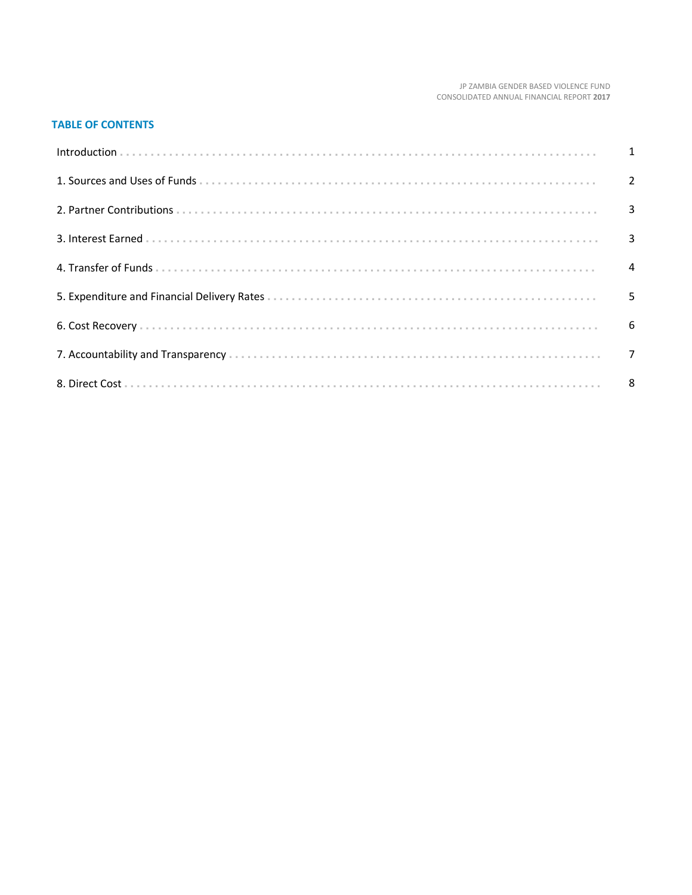## TABLE OF CONTENTS

| | |
|---|---|
| Introduction | 1 |
| 1. Sources and Uses of Funds | 2 |
| 2. Partner Contributions | 3 |
| 3. Interest Earned | 3 |
| 4. Transfer of Funds | 4 |
| 5. Expenditure and Financial Delivery Rates | 5 |
| 6. Cost Recovery | 6 |
| 7. Accountability and Transparency | 7 |
| 8. Direct Cost | 8 |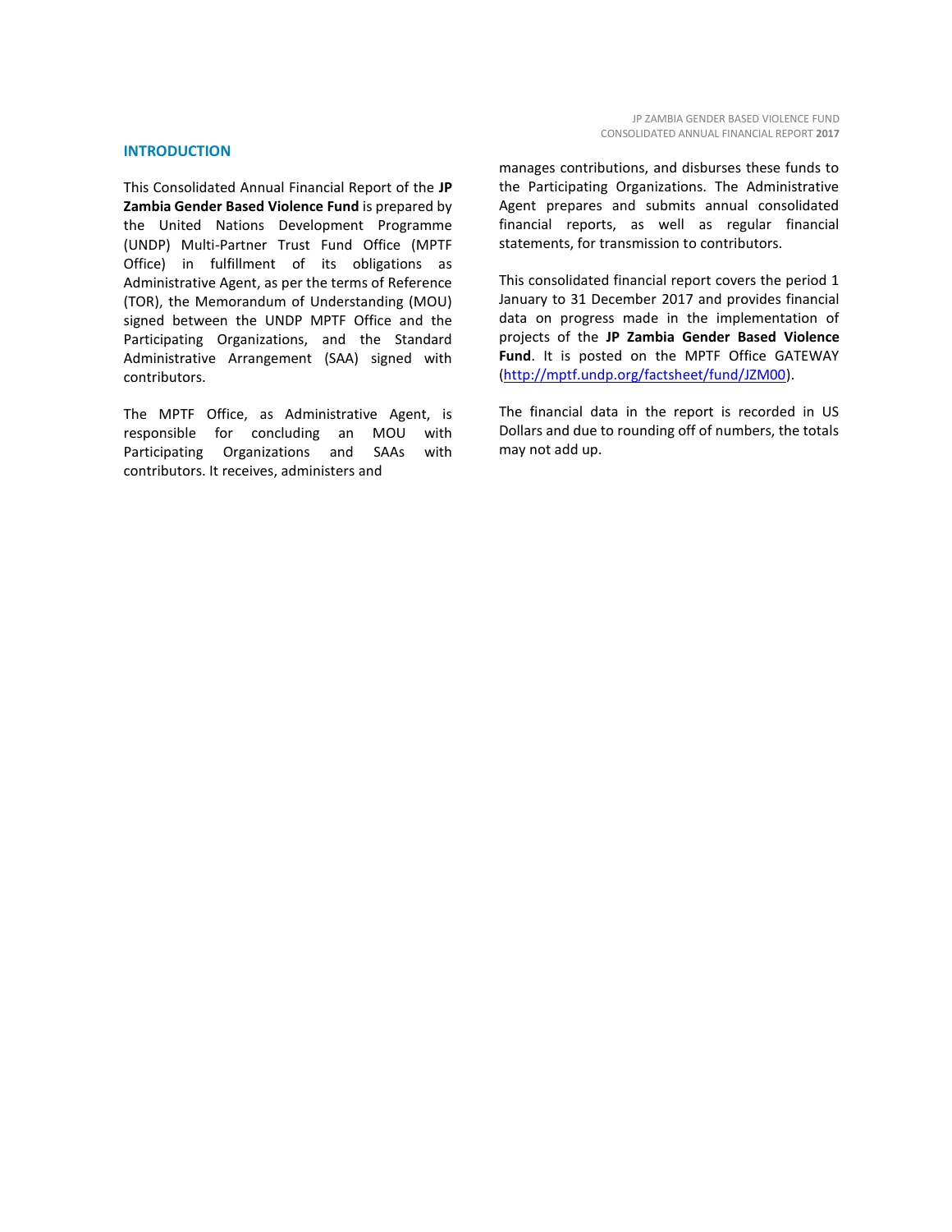## INTRODUCTION

This Consolidated Annual Financial Report of the **JP Zambia Gender Based Violence Fund** is prepared by the United Nations Development Programme (UNDP) Multi-Partner Trust Fund Office (MPTF Office) in fulfillment of its obligations as Administrative Agent, as per the terms of Reference (TOR), the Memorandum of Understanding (MOU) signed between the UNDP MPTF Office and the Participating Organizations, and the Standard Administrative Arrangement (SAA) signed with contributors.

The MPTF Office, as Administrative Agent, is responsible for concluding an MOU with Participating Organizations and SAAs with contributors. It receives, administers and manages contributions, and disburses these funds to the Participating Organizations. The Administrative Agent prepares and submits annual consolidated financial reports, as well as regular financial statements, for transmission to contributors.

This consolidated financial report covers the period 1 January to 31 December 2017 and provides financial data on progress made in the implementation of projects of the **JP Zambia Gender Based Violence Fund**. It is posted on the MPTF Office GATEWAY ([http://mptf.undp.org/factsheet/fund/JZM00](http://mptf.undp.org/factsheet/fund/JZM00)).

The financial data in the report is recorded in US Dollars and due to rounding off of numbers, the totals may not add up.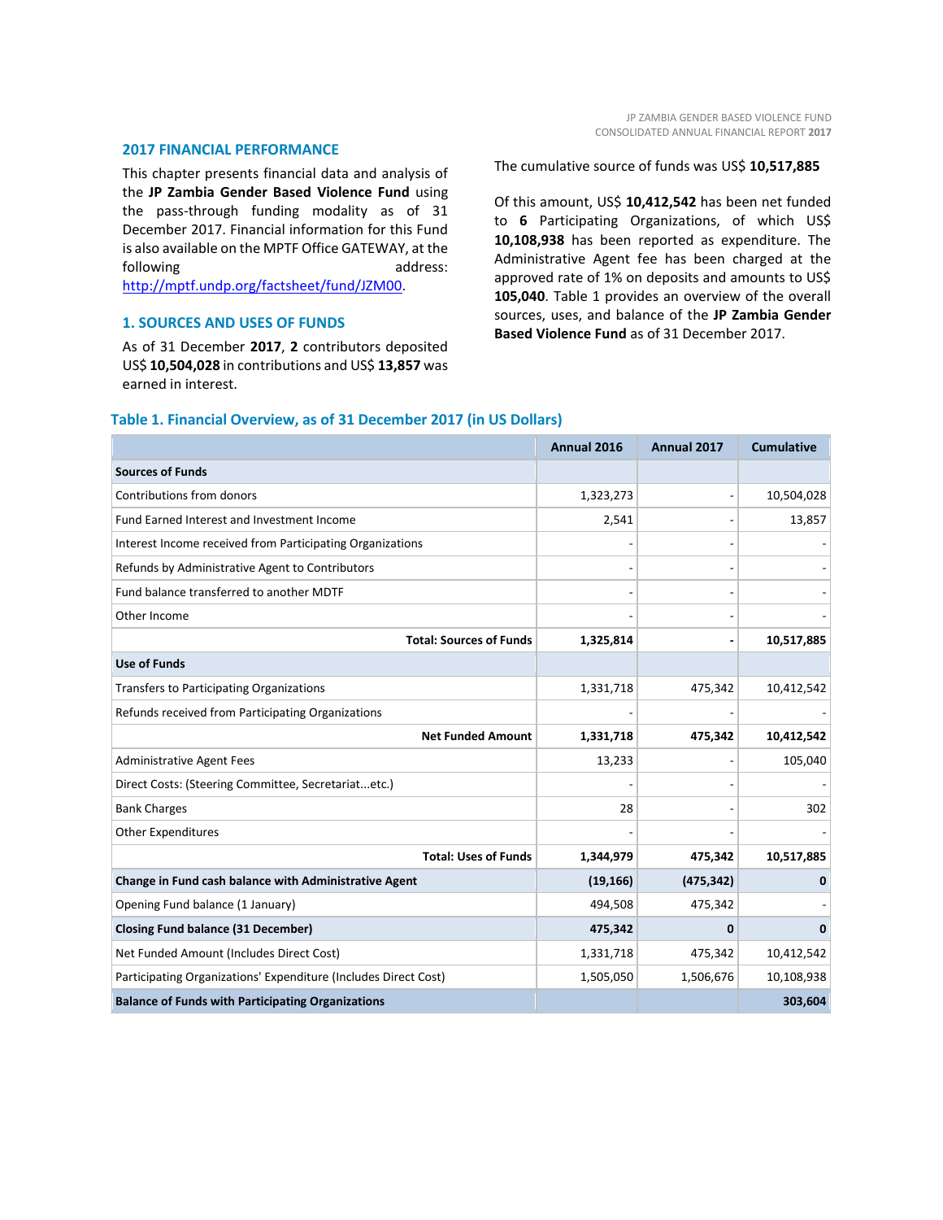## 2017 FINANCIAL PERFORMANCE

This chapter presents financial data and analysis of the **JP Zambia Gender Based Violence Fund** using the pass-through funding modality as of 31 December 2017. Financial information for this Fund is also available on the MPTF Office GATEWAY, at the following address: http://mptf.undp.org/factsheet/fund/JZM00.

## 1. SOURCES AND USES OF FUNDS

As of 31 December **2017**, **2** contributors deposited US$ **10,504,028** in contributions and US$ **13,857** was earned in interest.

The cumulative source of funds was US$ **10,517,885**

Of this amount, US$ **10,412,542** has been net funded to **6** Participating Organizations, of which US$ **10,108,938** has been reported as expenditure. The Administrative Agent fee has been charged at the approved rate of 1% on deposits and amounts to US$ **105,040**. Table 1 provides an overview of the overall sources, uses, and balance of the **JP Zambia Gender Based Violence Fund** as of 31 December 2017.

### Table 1. Financial Overview, as of 31 December 2017 (in US Dollars)

| | Annual 2016 | Annual 2017 | Cumulative |
|---|---|---|---|
| **Sources of Funds** | | | |
| Contributions from donors | 1,323,273 | - | 10,504,028 |
| Fund Earned Interest and Investment Income | 2,541 | - | 13,857 |
| Interest Income received from Participating Organizations | - | - | - |
| Refunds by Administrative Agent to Contributors | - | - | - |
| Fund balance transferred to another MDTF | - | - | - |
| Other Income | - | - | - |
| **Total: Sources of Funds** | **1,325,814** | **-** | **10,517,885** |
| **Use of Funds** | | | |
| Transfers to Participating Organizations | 1,331,718 | 475,342 | 10,412,542 |
| Refunds received from Participating Organizations | - | - | - |
| **Net Funded Amount** | **1,331,718** | **475,342** | **10,412,542** |
| Administrative Agent Fees | 13,233 | - | 105,040 |
| Direct Costs: (Steering Committee, Secretariat...etc.) | - | - | - |
| Bank Charges | 28 | - | 302 |
| Other Expenditures | - | - | - |
| **Total: Uses of Funds** | **1,344,979** | **475,342** | **10,517,885** |
| **Change in Fund cash balance with Administrative Agent** | **(19,166)** | **(475,342)** | **0** |
| Opening Fund balance (1 January) | 494,508 | 475,342 | - |
| **Closing Fund balance (31 December)** | **475,342** | **0** | **0** |
| Net Funded Amount (Includes Direct Cost) | 1,331,718 | 475,342 | 10,412,542 |
| Participating Organizations' Expenditure (Includes Direct Cost) | 1,505,050 | 1,506,676 | 10,108,938 |
| **Balance of Funds with Participating Organizations** | | | **303,604** |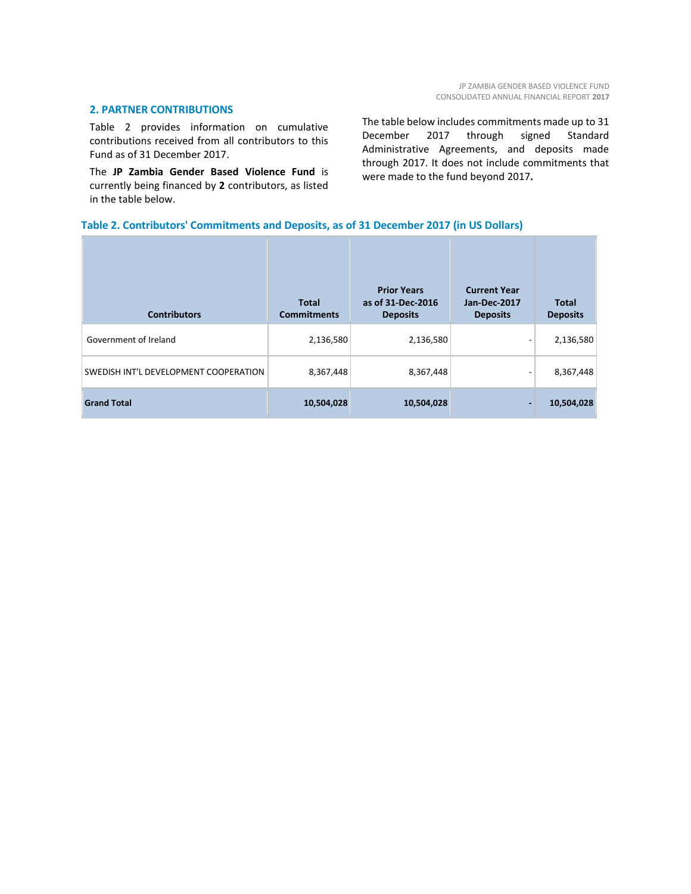## 2. PARTNER CONTRIBUTIONS

Table 2 provides information on cumulative contributions received from all contributors to this Fund as of 31 December 2017.

The **JP Zambia Gender Based Violence Fund** is currently being financed by **2** contributors, as listed in the table below.

The table below includes commitments made up to 31 December 2017 through signed Standard Administrative Agreements, and deposits made through 2017. It does not include commitments that were made to the fund beyond 2017**.**

### Table 2. Contributors' Commitments and Deposits, as of 31 December 2017 (in US Dollars)

| Contributors | Total Commitments | Prior Years as of 31-Dec-2016 Deposits | Current Year Jan-Dec-2017 Deposits | Total Deposits |
|---|---|---|---|---|
| Government of Ireland | 2,136,580 | 2,136,580 | - | 2,136,580 |
| SWEDISH INT'L DEVELOPMENT COOPERATION | 8,367,448 | 8,367,448 | - | 8,367,448 |
| **Grand Total** | **10,504,028** | **10,504,028** | **-** | **10,504,028** |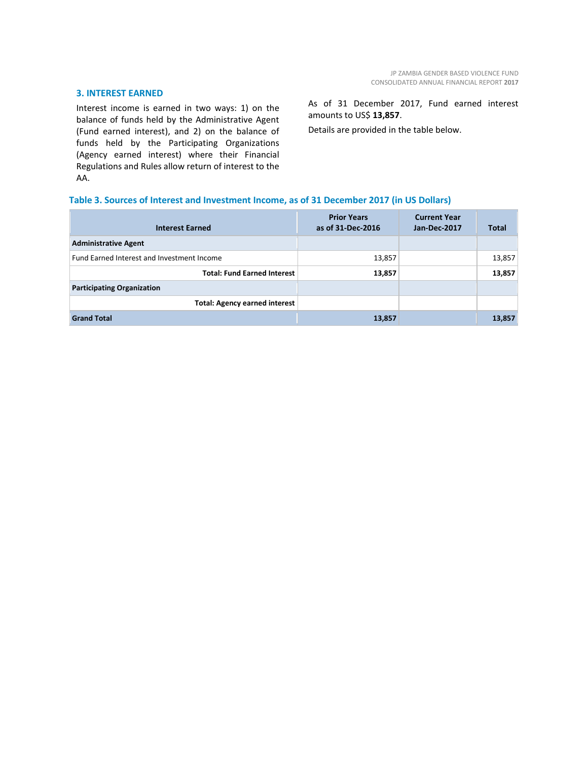## 3. INTEREST EARNED

Interest income is earned in two ways: 1) on the balance of funds held by the Administrative Agent (Fund earned interest), and 2) on the balance of funds held by the Participating Organizations (Agency earned interest) where their Financial Regulations and Rules allow return of interest to the AA.

As of 31 December 2017, Fund earned interest amounts to US$ **13,857**.

Details are provided in the table below.

### Table 3. Sources of Interest and Investment Income, as of 31 December 2017 (in US Dollars)

| Interest Earned | Prior Years as of 31-Dec-2016 | Current Year Jan-Dec-2017 | Total |
|---|---|---|---|
| **Administrative Agent** | | | |
| Fund Earned Interest and Investment Income | 13,857 | | 13,857 |
| **Total: Fund Earned Interest** | **13,857** | | **13,857** |
| **Participating Organization** | | | |
| **Total: Agency earned interest** | | | |
| **Grand Total** | **13,857** | | **13,857** |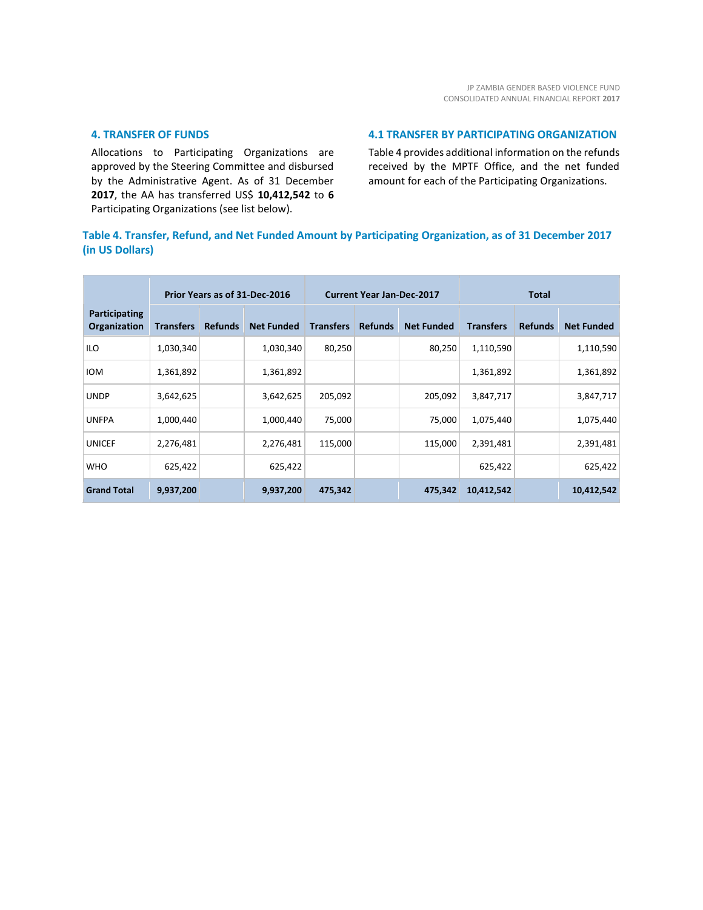## 4. TRANSFER OF FUNDS

Allocations to Participating Organizations are approved by the Steering Committee and disbursed by the Administrative Agent. As of 31 December **2017**, the AA has transferred US$ **10,412,542** to **6** Participating Organizations (see list below).

## 4.1 TRANSFER BY PARTICIPATING ORGANIZATION

Table 4 provides additional information on the refunds received by the MPTF Office, and the net funded amount for each of the Participating Organizations.

### Table 4. Transfer, Refund, and Net Funded Amount by Participating Organization, as of 31 December 2017 (in US Dollars)

| Participating Organization | Prior Years as of 31-Dec-2016 | | | Current Year Jan-Dec-2017 | | | Total | | |
|---|---|---|---|---|---|---|---|---|---|
| | Transfers | Refunds | Net Funded | Transfers | Refunds | Net Funded | Transfers | Refunds | Net Funded |
| ILO | 1,030,340 | | 1,030,340 | 80,250 | | 80,250 | 1,110,590 | | 1,110,590 |
| IOM | 1,361,892 | | 1,361,892 | | | | 1,361,892 | | 1,361,892 |
| UNDP | 3,642,625 | | 3,642,625 | 205,092 | | 205,092 | 3,847,717 | | 3,847,717 |
| UNFPA | 1,000,440 | | 1,000,440 | 75,000 | | 75,000 | 1,075,440 | | 1,075,440 |
| UNICEF | 2,276,481 | | 2,276,481 | 115,000 | | 115,000 | 2,391,481 | | 2,391,481 |
| WHO | 625,422 | | 625,422 | | | | 625,422 | | 625,422 |
| **Grand Total** | **9,937,200** | | **9,937,200** | **475,342** | | **475,342** | **10,412,542** | | **10,412,542** |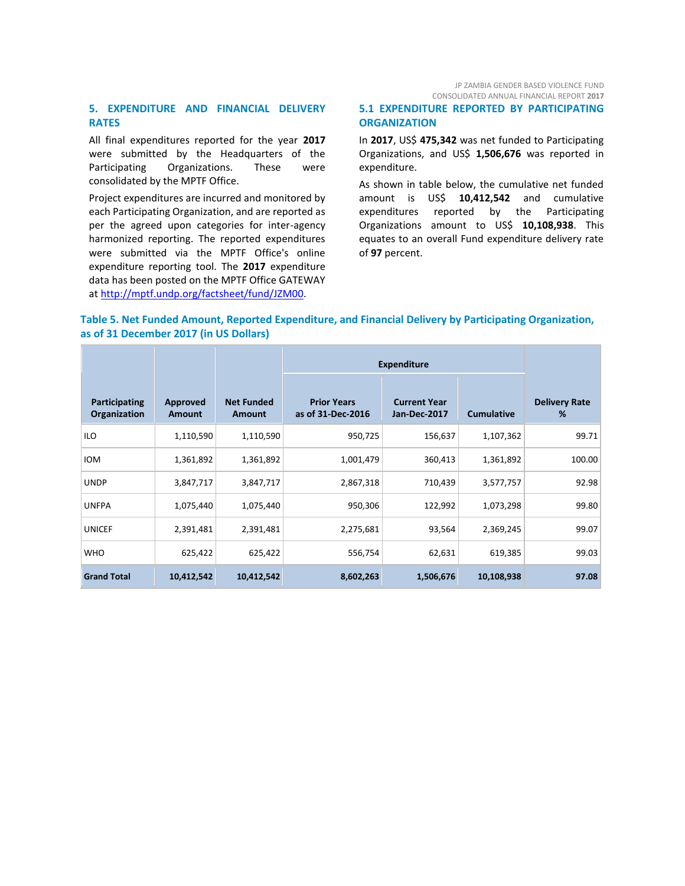## 5. EXPENDITURE AND FINANCIAL DELIVERY RATES

All final expenditures reported for the year **2017** were submitted by the Headquarters of the Participating Organizations. These were consolidated by the MPTF Office.

Project expenditures are incurred and monitored by each Participating Organization, and are reported as per the agreed upon categories for inter-agency harmonized reporting. The reported expenditures were submitted via the MPTF Office's online expenditure reporting tool. The **2017** expenditure data has been posted on the MPTF Office GATEWAY at http://mptf.undp.org/factsheet/fund/JZM00.

### 5.1 EXPENDITURE REPORTED BY PARTICIPATING ORGANIZATION

In **2017**, US$ **475,342** was net funded to Participating Organizations, and US$ **1,506,676** was reported in expenditure.

As shown in table below, the cumulative net funded amount is US$ **10,412,542** and cumulative expenditures reported by the Participating Organizations amount to US$ **10,108,938**. This equates to an overall Fund expenditure delivery rate of **97** percent.

**Table 5. Net Funded Amount, Reported Expenditure, and Financial Delivery by Participating Organization, as of 31 December 2017 (in US Dollars)**

| Participating Organization | Approved Amount | Net Funded Amount | Expenditure | | | Delivery Rate % |
|---|---|---|---|---|---|---|
| | | | Prior Years as of 31-Dec-2016 | Current Year Jan-Dec-2017 | Cumulative | |
| ILO | 1,110,590 | 1,110,590 | 950,725 | 156,637 | 1,107,362 | 99.71 |
| IOM | 1,361,892 | 1,361,892 | 1,001,479 | 360,413 | 1,361,892 | 100.00 |
| UNDP | 3,847,717 | 3,847,717 | 2,867,318 | 710,439 | 3,577,757 | 92.98 |
| UNFPA | 1,075,440 | 1,075,440 | 950,306 | 122,992 | 1,073,298 | 99.80 |
| UNICEF | 2,391,481 | 2,391,481 | 2,275,681 | 93,564 | 2,369,245 | 99.07 |
| WHO | 625,422 | 625,422 | 556,754 | 62,631 | 619,385 | 99.03 |
| **Grand Total** | **10,412,542** | **10,412,542** | **8,602,263** | **1,506,676** | **10,108,938** | **97.08** |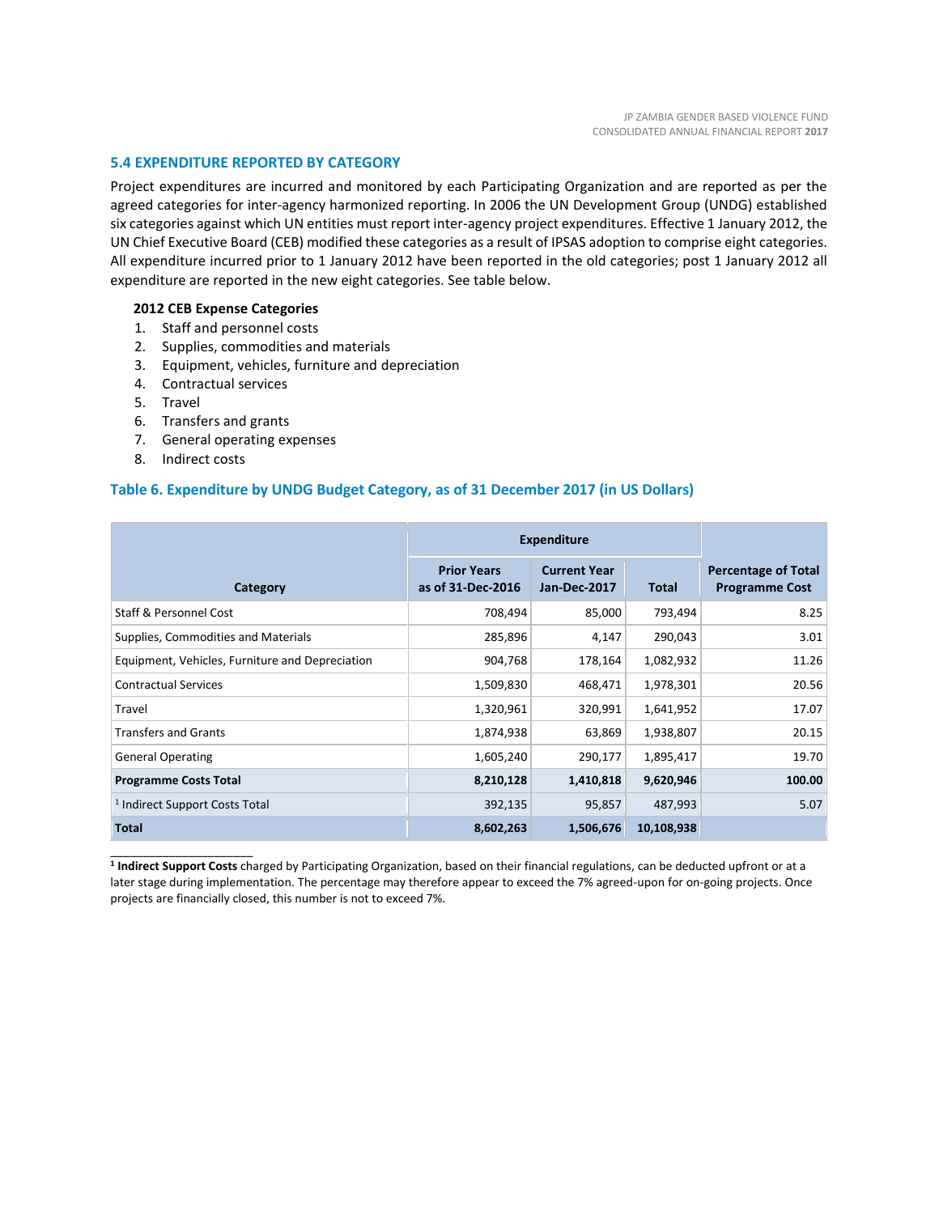### 5.4 EXPENDITURE REPORTED BY CATEGORY

Project expenditures are incurred and monitored by each Participating Organization and are reported as per the agreed categories for inter-agency harmonized reporting. In 2006 the UN Development Group (UNDG) established six categories against which UN entities must report inter-agency project expenditures. Effective 1 January 2012, the UN Chief Executive Board (CEB) modified these categories as a result of IPSAS adoption to comprise eight categories. All expenditure incurred prior to 1 January 2012 have been reported in the old categories; post 1 January 2012 all expenditure are reported in the new eight categories. See table below.

**2012 CEB Expense Categories**

1. Staff and personnel costs
2. Supplies, commodities and materials
3. Equipment, vehicles, furniture and depreciation
4. Contractual services
5. Travel
6. Transfers and grants
7. General operating expenses
8. Indirect costs

**Table 6. Expenditure by UNDG Budget Category, as of 31 December 2017 (in US Dollars)**

| Category | Expenditure | | | Percentage of Total Programme Cost |
|---|---|---|---|---|
| | Prior Years as of 31-Dec-2016 | Current Year Jan-Dec-2017 | Total | |
| Staff & Personnel Cost | 708,494 | 85,000 | 793,494 | 8.25 |
| Supplies, Commodities and Materials | 285,896 | 4,147 | 290,043 | 3.01 |
| Equipment, Vehicles, Furniture and Depreciation | 904,768 | 178,164 | 1,082,932 | 11.26 |
| Contractual Services | 1,509,830 | 468,471 | 1,978,301 | 20.56 |
| Travel | 1,320,961 | 320,991 | 1,641,952 | 17.07 |
| Transfers and Grants | 1,874,938 | 63,869 | 1,938,807 | 20.15 |
| General Operating | 1,605,240 | 290,177 | 1,895,417 | 19.70 |
| **Programme Costs Total** | **8,210,128** | **1,410,818** | **9,620,946** | **100.00** |
| [1] Indirect Support Costs Total | 392,135 | 95,857 | 487,993 | 5.07 |
| **Total** | **8,602,263** | **1,506,676** | **10,108,938** | |

[1] **Indirect Support Costs** charged by Participating Organization, based on their financial regulations, can be deducted upfront or at a later stage during implementation. The percentage may therefore appear to exceed the 7% agreed-upon for on-going projects. Once projects are financially closed, this number is not to exceed 7%.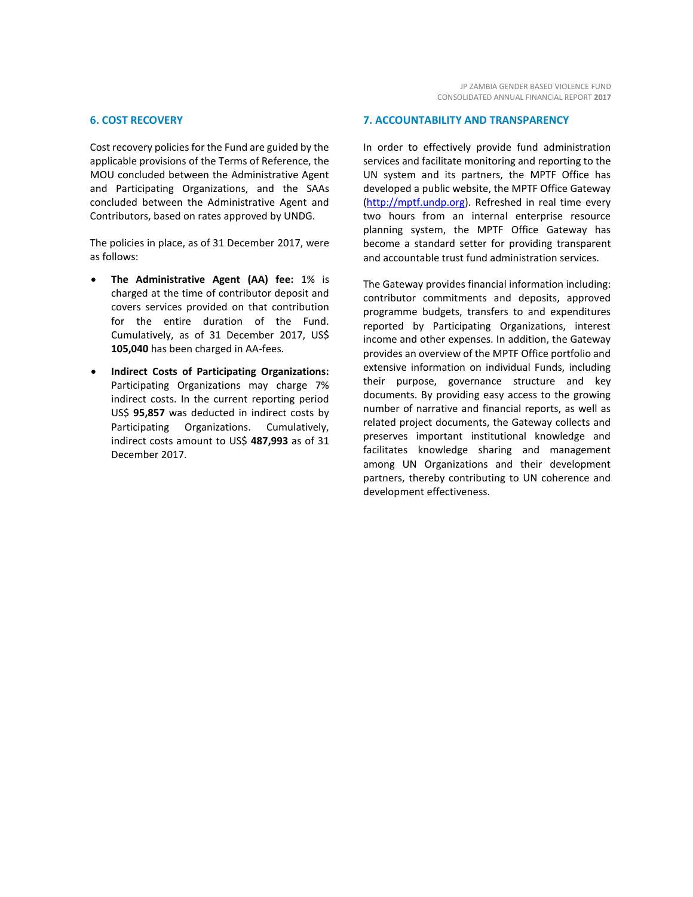## 6. COST RECOVERY

Cost recovery policies for the Fund are guided by the applicable provisions of the Terms of Reference, the MOU concluded between the Administrative Agent and Participating Organizations, and the SAAs concluded between the Administrative Agent and Contributors, based on rates approved by UNDG.

The policies in place, as of 31 December 2017, were as follows:

- **The Administrative Agent (AA) fee:** 1% is charged at the time of contributor deposit and covers services provided on that contribution for the entire duration of the Fund. Cumulatively, as of 31 December 2017, US$ **105,040** has been charged in AA-fees.
- **Indirect Costs of Participating Organizations:** Participating Organizations may charge 7% indirect costs. In the current reporting period US$ **95,857** was deducted in indirect costs by Participating Organizations. Cumulatively, indirect costs amount to US$ **487,993** as of 31 December 2017.

## 7. ACCOUNTABILITY AND TRANSPARENCY

In order to effectively provide fund administration services and facilitate monitoring and reporting to the UN system and its partners, the MPTF Office has developed a public website, the MPTF Office Gateway (http://mptf.undp.org). Refreshed in real time every two hours from an internal enterprise resource planning system, the MPTF Office Gateway has become a standard setter for providing transparent and accountable trust fund administration services.

The Gateway provides financial information including: contributor commitments and deposits, approved programme budgets, transfers to and expenditures reported by Participating Organizations, interest income and other expenses. In addition, the Gateway provides an overview of the MPTF Office portfolio and extensive information on individual Funds, including their purpose, governance structure and key documents. By providing easy access to the growing number of narrative and financial reports, as well as related project documents, the Gateway collects and preserves important institutional knowledge and facilitates knowledge sharing and management among UN Organizations and their development partners, thereby contributing to UN coherence and development effectiveness.